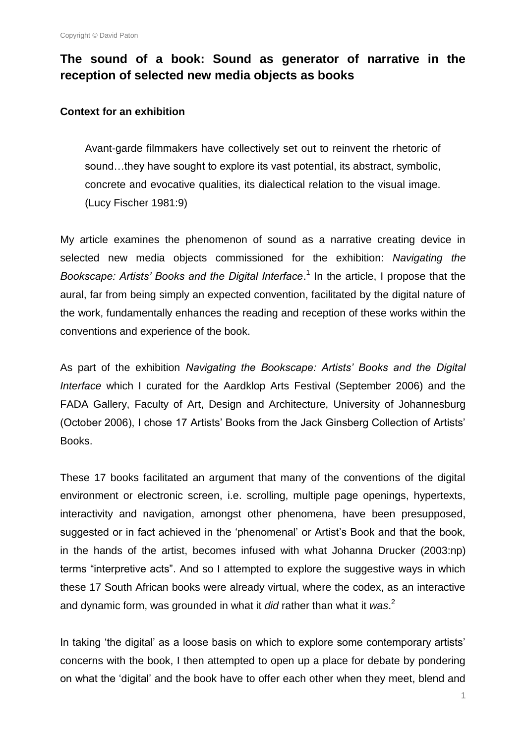## The sound of a book: Sound as generator of narrative in the reception of selected new media objects as books

### Context for an exhibition

> Avant-garde filmmakers have collectively set out to reinvent the rhetoric of sound…they have sought to explore its vast potential, its abstract, symbolic, concrete and evocative qualities, its dialectical relation to the visual image. (Lucy Fischer 1981:9)

My article examines the phenomenon of sound as a narrative creating device in selected new media objects commissioned for the exhibition: *Navigating the Bookscape: Artists' Books and the Digital Interface*.[1] In the article, I propose that the aural, far from being simply an expected convention, facilitated by the digital nature of the work, fundamentally enhances the reading and reception of these works within the conventions and experience of the book.

As part of the exhibition *Navigating the Bookscape: Artists' Books and the Digital Interface* which I curated for the Aardklop Arts Festival (September 2006) and the FADA Gallery, Faculty of Art, Design and Architecture, University of Johannesburg (October 2006), I chose 17 Artists' Books from the Jack Ginsberg Collection of Artists' Books.

These 17 books facilitated an argument that many of the conventions of the digital environment or electronic screen, i.e. scrolling, multiple page openings, hypertexts, interactivity and navigation, amongst other phenomena, have been presupposed, suggested or in fact achieved in the 'phenomenal' or Artist's Book and that the book, in the hands of the artist, becomes infused with what Johanna Drucker (2003:np) terms "interpretive acts". And so I attempted to explore the suggestive ways in which these 17 South African books were already virtual, where the codex, as an interactive and dynamic form, was grounded in what it *did* rather than what it *was*.[2]

In taking 'the digital' as a loose basis on which to explore some contemporary artists' concerns with the book, I then attempted to open up a place for debate by pondering on what the 'digital' and the book have to offer each other when they meet, blend and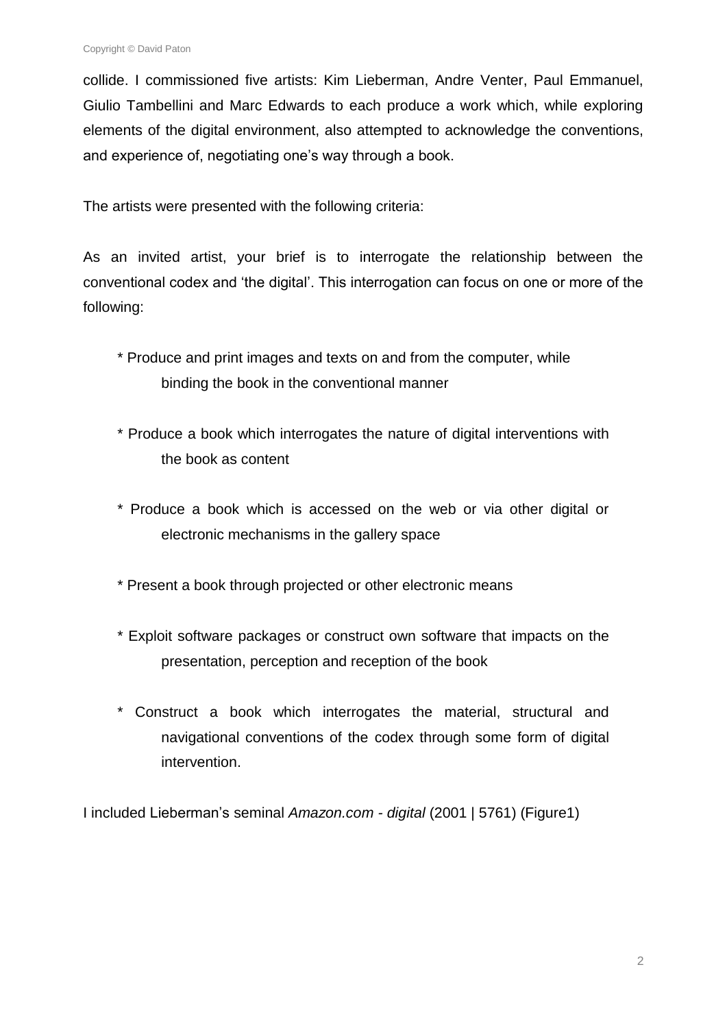collide. I commissioned five artists: Kim Lieberman, Andre Venter, Paul Emmanuel, Giulio Tambellini and Marc Edwards to each produce a work which, while exploring elements of the digital environment, also attempted to acknowledge the conventions, and experience of, negotiating one's way through a book.

The artists were presented with the following criteria:

As an invited artist, your brief is to interrogate the relationship between the conventional codex and 'the digital'. This interrogation can focus on one or more of the following:

* Produce and print images and texts on and from the computer, while binding the book in the conventional manner

* Produce a book which interrogates the nature of digital interventions with the book as content

* Produce a book which is accessed on the web or via other digital or electronic mechanisms in the gallery space

* Present a book through projected or other electronic means

* Exploit software packages or construct own software that impacts on the presentation, perception and reception of the book

* Construct a book which interrogates the material, structural and navigational conventions of the codex through some form of digital intervention.

I included Lieberman's seminal *Amazon.com - digital* (2001 | 5761) (Figure1)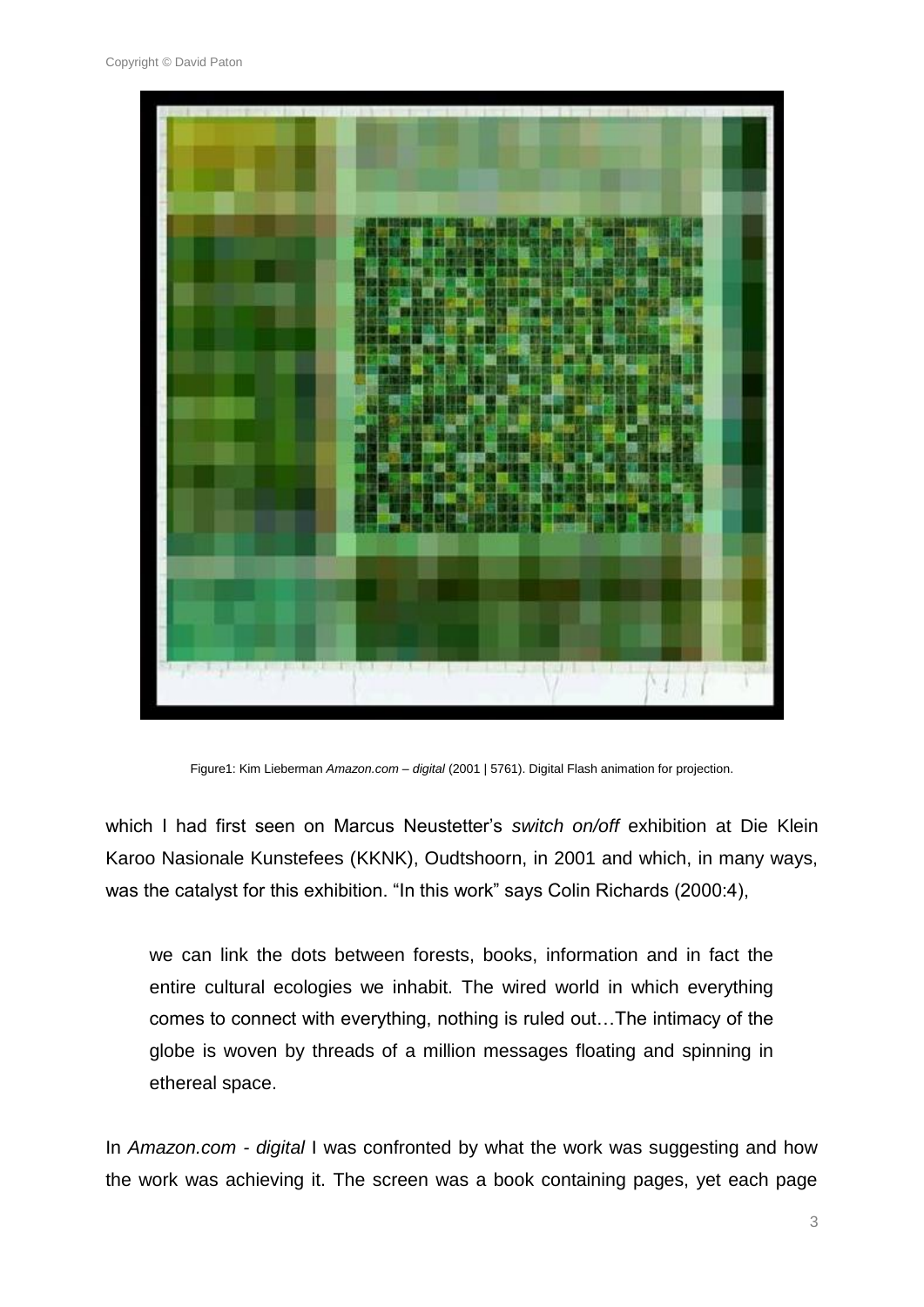Figure1: Kim Lieberman *Amazon.com – digital* (2001 | 5761). Digital Flash animation for projection.

which I had first seen on Marcus Neustetter's *switch on/off* exhibition at Die Klein Karoo Nasionale Kunstefees (KKNK), Oudtshoorn, in 2001 and which, in many ways, was the catalyst for this exhibition. "In this work" says Colin Richards (2000:4),

> we can link the dots between forests, books, information and in fact the entire cultural ecologies we inhabit. The wired world in which everything comes to connect with everything, nothing is ruled out…The intimacy of the globe is woven by threads of a million messages floating and spinning in ethereal space.

In *Amazon.com - digital* I was confronted by what the work was suggesting and how the work was achieving it. The screen was a book containing pages, yet each page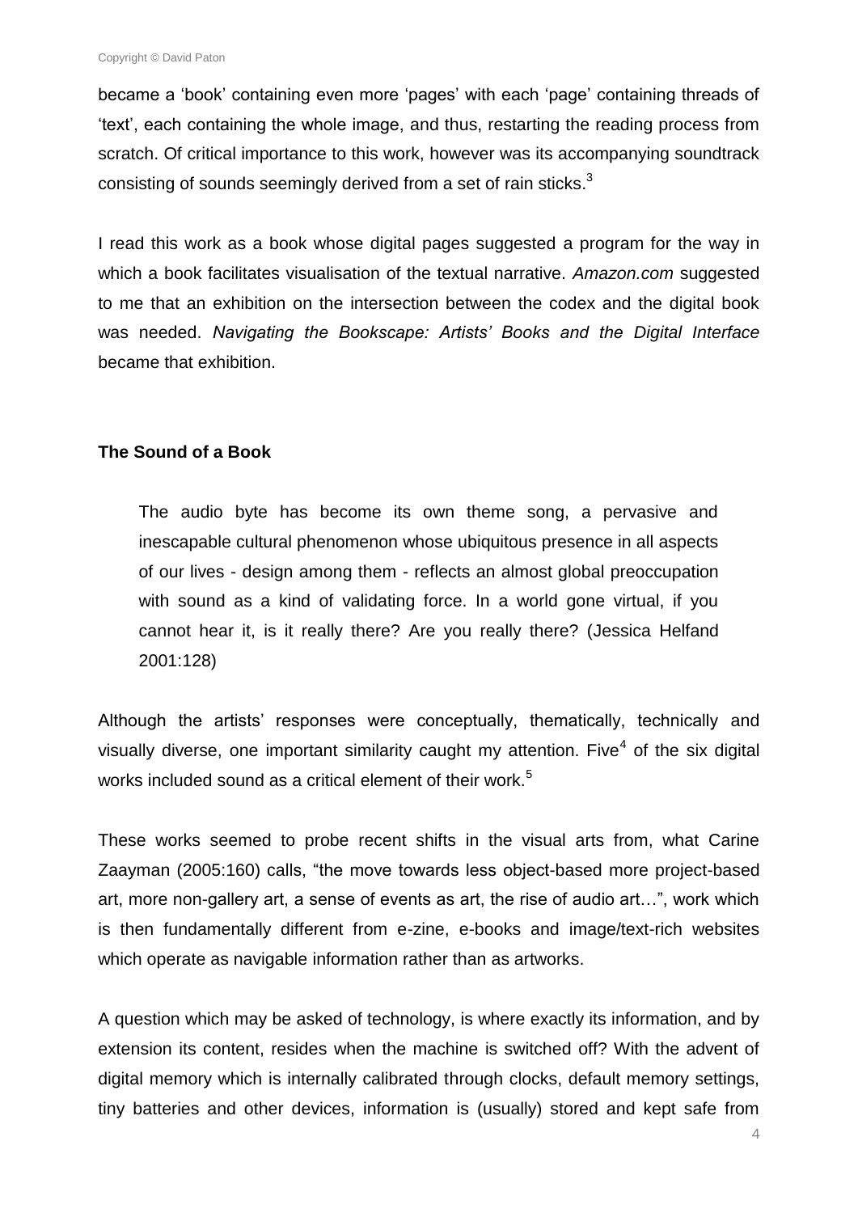became a 'book' containing even more 'pages' with each 'page' containing threads of 'text', each containing the whole image, and thus, restarting the reading process from scratch. Of critical importance to this work, however was its accompanying soundtrack consisting of sounds seemingly derived from a set of rain sticks.[3]

I read this work as a book whose digital pages suggested a program for the way in which a book facilitates visualisation of the textual narrative. *Amazon.com* suggested to me that an exhibition on the intersection between the codex and the digital book was needed. *Navigating the Bookscape: Artists' Books and the Digital Interface* became that exhibition.

**The Sound of a Book**

> The audio byte has become its own theme song, a pervasive and inescapable cultural phenomenon whose ubiquitous presence in all aspects of our lives - design among them - reflects an almost global preoccupation with sound as a kind of validating force. In a world gone virtual, if you cannot hear it, is it really there? Are you really there? (Jessica Helfand 2001:128)

Although the artists' responses were conceptually, thematically, technically and visually diverse, one important similarity caught my attention. Five[4] of the six digital works included sound as a critical element of their work.[5]

These works seemed to probe recent shifts in the visual arts from, what Carine Zaayman (2005:160) calls, "the move towards less object-based more project-based art, more non-gallery art, a sense of events as art, the rise of audio art…", work which is then fundamentally different from e-zine, e-books and image/text-rich websites which operate as navigable information rather than as artworks.

A question which may be asked of technology, is where exactly its information, and by extension its content, resides when the machine is switched off? With the advent of digital memory which is internally calibrated through clocks, default memory settings, tiny batteries and other devices, information is (usually) stored and kept safe from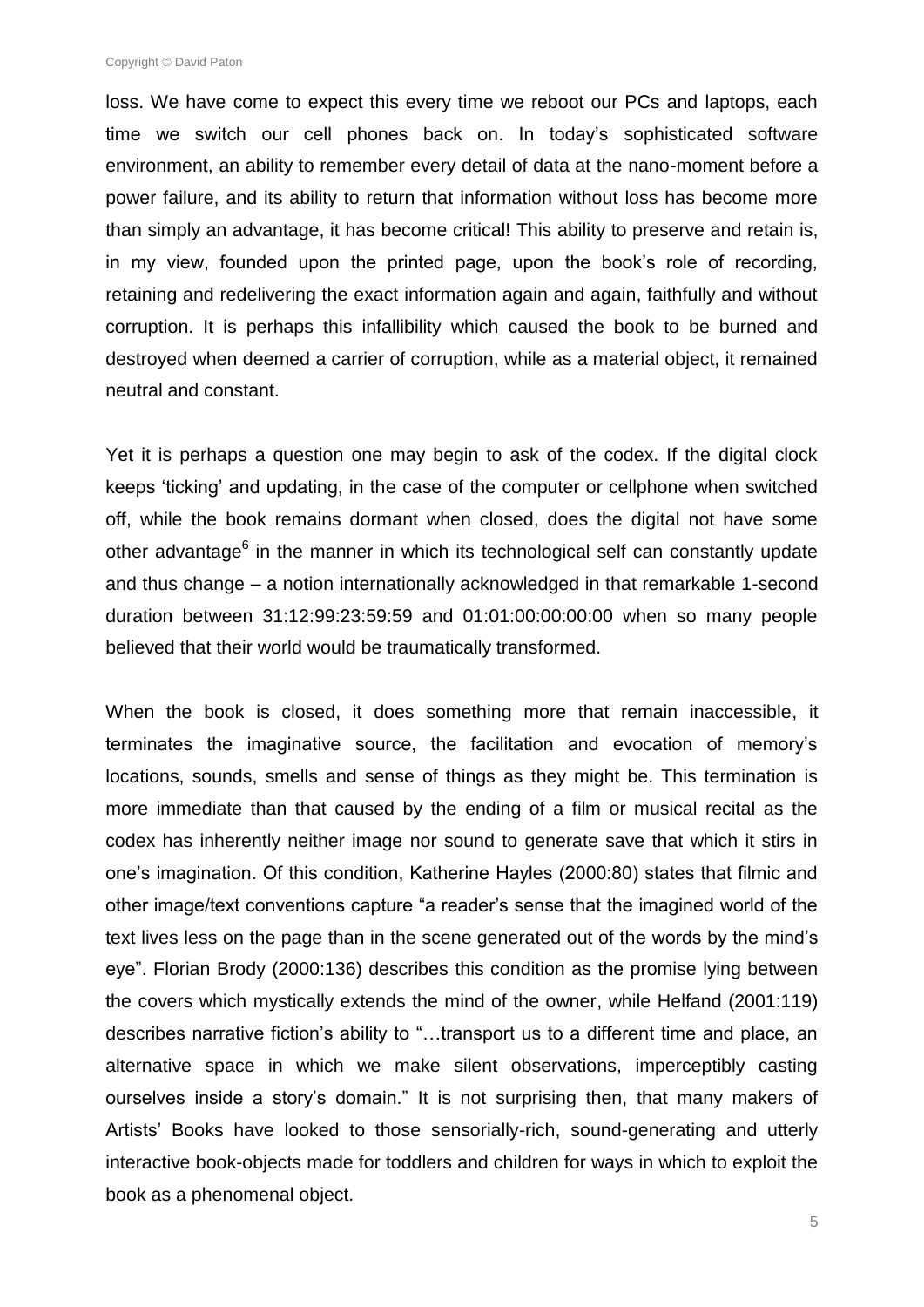loss. We have come to expect this every time we reboot our PCs and laptops, each time we switch our cell phones back on. In today's sophisticated software environment, an ability to remember every detail of data at the nano-moment before a power failure, and its ability to return that information without loss has become more than simply an advantage, it has become critical! This ability to preserve and retain is, in my view, founded upon the printed page, upon the book's role of recording, retaining and redelivering the exact information again and again, faithfully and without corruption. It is perhaps this infallibility which caused the book to be burned and destroyed when deemed a carrier of corruption, while as a material object, it remained neutral and constant.

Yet it is perhaps a question one may begin to ask of the codex. If the digital clock keeps 'ticking' and updating, in the case of the computer or cellphone when switched off, while the book remains dormant when closed, does the digital not have some other advantage[6] in the manner in which its technological self can constantly update and thus change – a notion internationally acknowledged in that remarkable 1-second duration between 31:12:99:23:59:59 and 01:01:00:00:00:00 when so many people believed that their world would be traumatically transformed.

When the book is closed, it does something more that remain inaccessible, it terminates the imaginative source, the facilitation and evocation of memory's locations, sounds, smells and sense of things as they might be. This termination is more immediate than that caused by the ending of a film or musical recital as the codex has inherently neither image nor sound to generate save that which it stirs in one's imagination. Of this condition, Katherine Hayles (2000:80) states that filmic and other image/text conventions capture "a reader's sense that the imagined world of the text lives less on the page than in the scene generated out of the words by the mind's eye". Florian Brody (2000:136) describes this condition as the promise lying between the covers which mystically extends the mind of the owner, while Helfand (2001:119) describes narrative fiction's ability to "…transport us to a different time and place, an alternative space in which we make silent observations, imperceptibly casting ourselves inside a story's domain." It is not surprising then, that many makers of Artists' Books have looked to those sensorially-rich, sound-generating and utterly interactive book-objects made for toddlers and children for ways in which to exploit the book as a phenomenal object.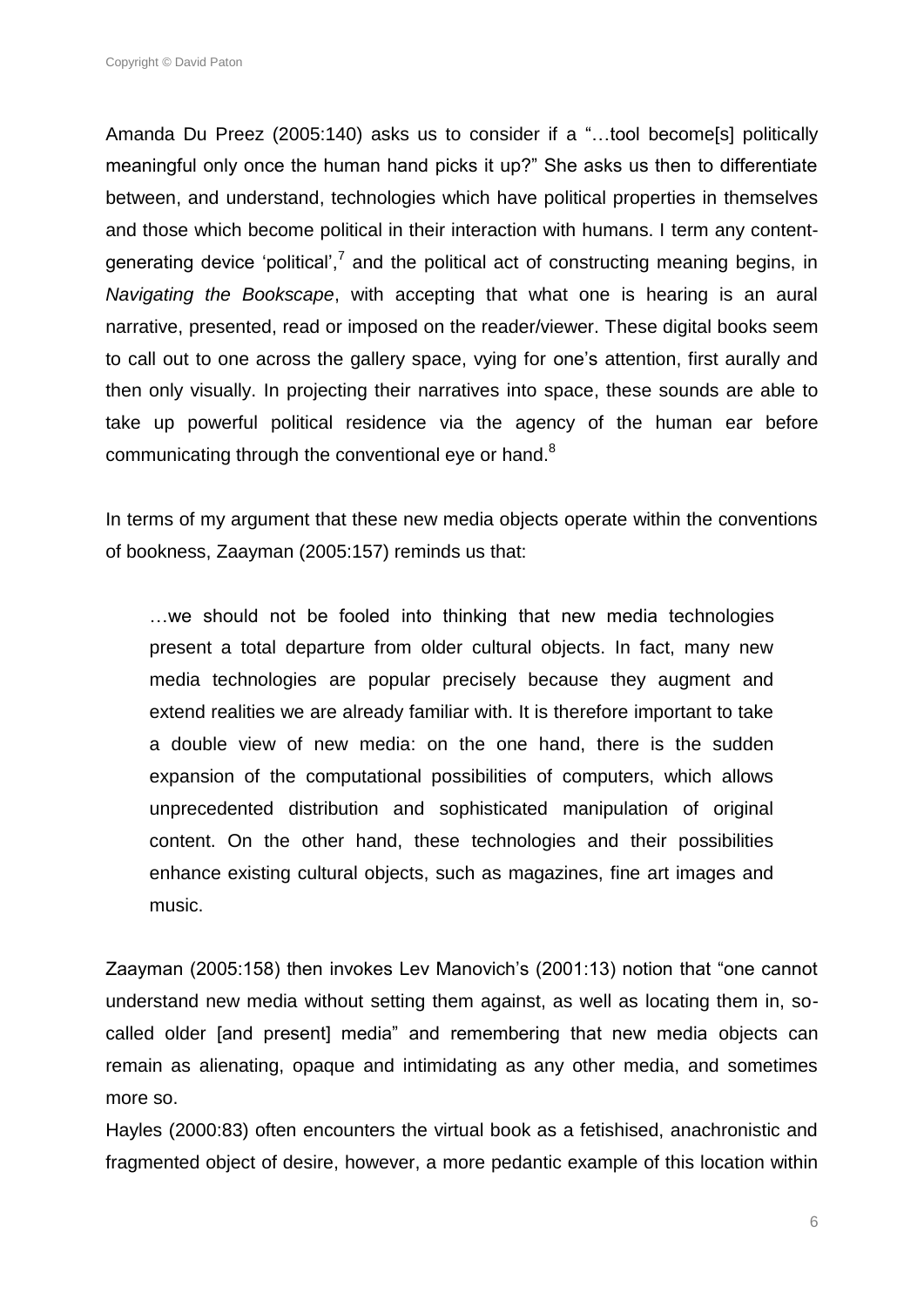Amanda Du Preez (2005:140) asks us to consider if a "…tool become[s] politically meaningful only once the human hand picks it up?" She asks us then to differentiate between, and understand, technologies which have political properties in themselves and those which become political in their interaction with humans. I term any content-generating device 'political',[7] and the political act of constructing meaning begins, in *Navigating the Bookscape*, with accepting that what one is hearing is an aural narrative, presented, read or imposed on the reader/viewer. These digital books seem to call out to one across the gallery space, vying for one's attention, first aurally and then only visually. In projecting their narratives into space, these sounds are able to take up powerful political residence via the agency of the human ear before communicating through the conventional eye or hand.[8]

In terms of my argument that these new media objects operate within the conventions of bookness, Zaayman (2005:157) reminds us that:

> …we should not be fooled into thinking that new media technologies present a total departure from older cultural objects. In fact, many new media technologies are popular precisely because they augment and extend realities we are already familiar with. It is therefore important to take a double view of new media: on the one hand, there is the sudden expansion of the computational possibilities of computers, which allows unprecedented distribution and sophisticated manipulation of original content. On the other hand, these technologies and their possibilities enhance existing cultural objects, such as magazines, fine art images and music.

Zaayman (2005:158) then invokes Lev Manovich's (2001:13) notion that "one cannot understand new media without setting them against, as well as locating them in, so-called older [and present] media" and remembering that new media objects can remain as alienating, opaque and intimidating as any other media, and sometimes more so.

Hayles (2000:83) often encounters the virtual book as a fetishised, anachronistic and fragmented object of desire, however, a more pedantic example of this location within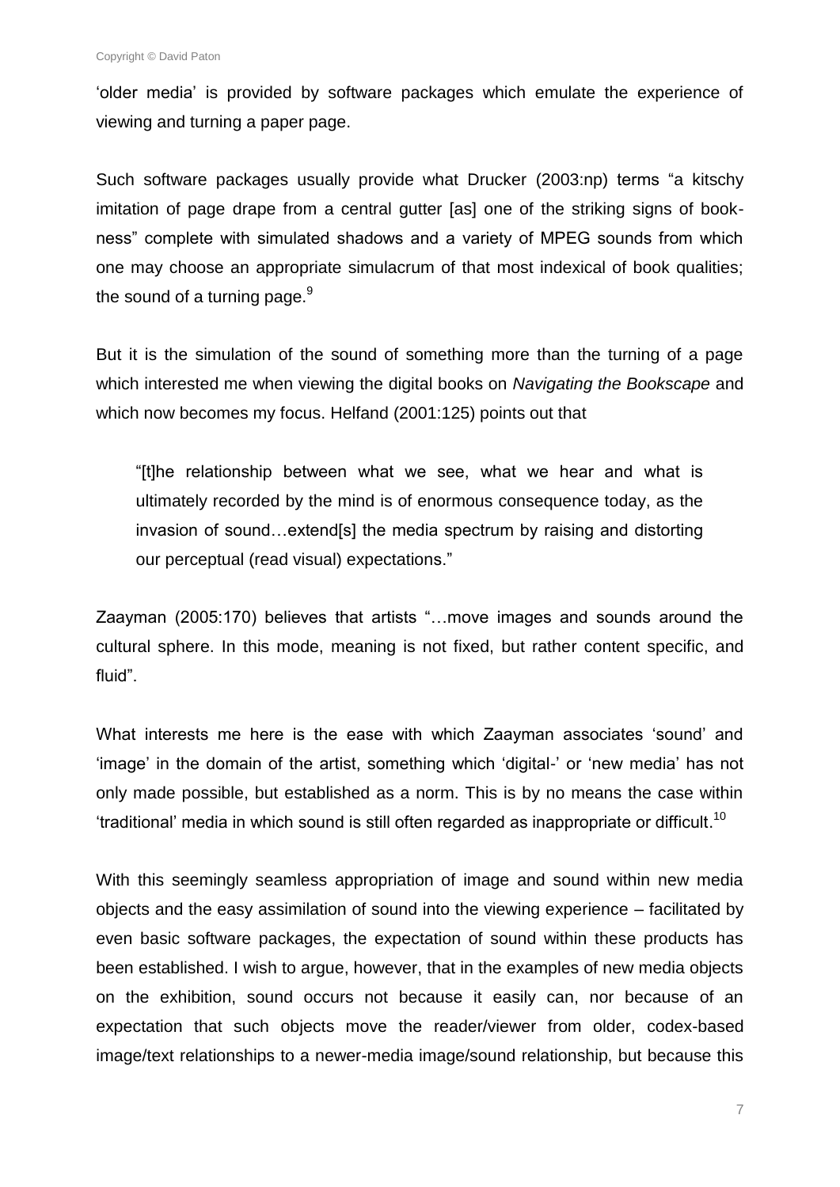'older media' is provided by software packages which emulate the experience of viewing and turning a paper page.

Such software packages usually provide what Drucker (2003:np) terms "a kitschy imitation of page drape from a central gutter [as] one of the striking signs of book-ness" complete with simulated shadows and a variety of MPEG sounds from which one may choose an appropriate simulacrum of that most indexical of book qualities; the sound of a turning page.[9]

But it is the simulation of the sound of something more than the turning of a page which interested me when viewing the digital books on *Navigating the Bookscape* and which now becomes my focus. Helfand (2001:125) points out that

> "[t]he relationship between what we see, what we hear and what is ultimately recorded by the mind is of enormous consequence today, as the invasion of sound…extend[s] the media spectrum by raising and distorting our perceptual (read visual) expectations."

Zaayman (2005:170) believes that artists "…move images and sounds around the cultural sphere. In this mode, meaning is not fixed, but rather content specific, and fluid".

What interests me here is the ease with which Zaayman associates 'sound' and 'image' in the domain of the artist, something which 'digital-' or 'new media' has not only made possible, but established as a norm. This is by no means the case within 'traditional' media in which sound is still often regarded as inappropriate or difficult.[10]

With this seemingly seamless appropriation of image and sound within new media objects and the easy assimilation of sound into the viewing experience – facilitated by even basic software packages, the expectation of sound within these products has been established. I wish to argue, however, that in the examples of new media objects on the exhibition, sound occurs not because it easily can, nor because of an expectation that such objects move the reader/viewer from older, codex-based image/text relationships to a newer-media image/sound relationship, but because this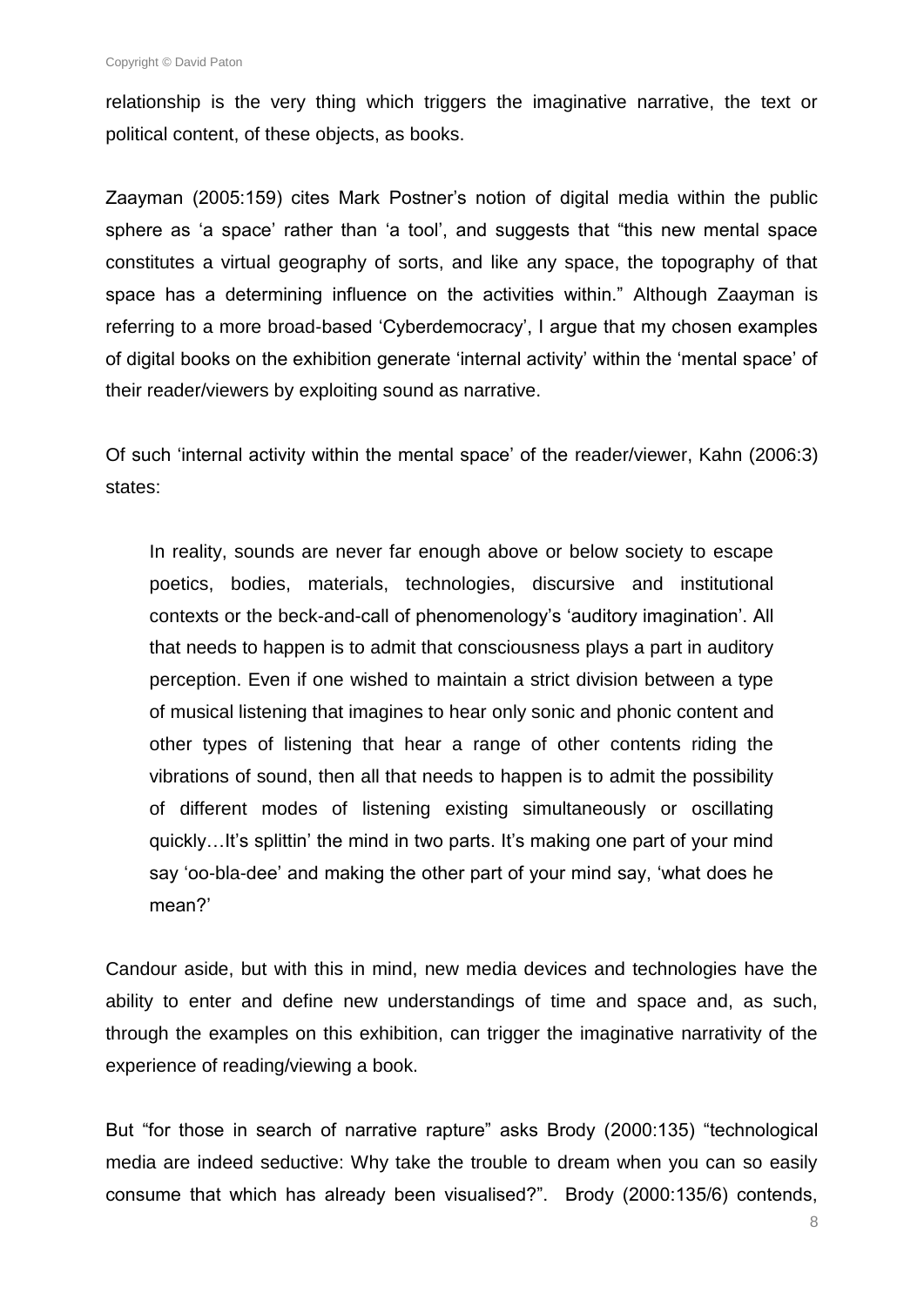relationship is the very thing which triggers the imaginative narrative, the text or political content, of these objects, as books.

Zaayman (2005:159) cites Mark Postner's notion of digital media within the public sphere as 'a space' rather than 'a tool', and suggests that "this new mental space constitutes a virtual geography of sorts, and like any space, the topography of that space has a determining influence on the activities within." Although Zaayman is referring to a more broad-based 'Cyberdemocracy', I argue that my chosen examples of digital books on the exhibition generate 'internal activity' within the 'mental space' of their reader/viewers by exploiting sound as narrative.

Of such 'internal activity within the mental space' of the reader/viewer, Kahn (2006:3) states:

> In reality, sounds are never far enough above or below society to escape poetics, bodies, materials, technologies, discursive and institutional contexts or the beck-and-call of phenomenology's 'auditory imagination'. All that needs to happen is to admit that consciousness plays a part in auditory perception. Even if one wished to maintain a strict division between a type of musical listening that imagines to hear only sonic and phonic content and other types of listening that hear a range of other contents riding the vibrations of sound, then all that needs to happen is to admit the possibility of different modes of listening existing simultaneously or oscillating quickly…It's splittin' the mind in two parts. It's making one part of your mind say 'oo-bla-dee' and making the other part of your mind say, 'what does he mean?'

Candour aside, but with this in mind, new media devices and technologies have the ability to enter and define new understandings of time and space and, as such, through the examples on this exhibition, can trigger the imaginative narrativity of the experience of reading/viewing a book.

But "for those in search of narrative rapture" asks Brody (2000:135) "technological media are indeed seductive: Why take the trouble to dream when you can so easily consume that which has already been visualised?". Brody (2000:135/6) contends,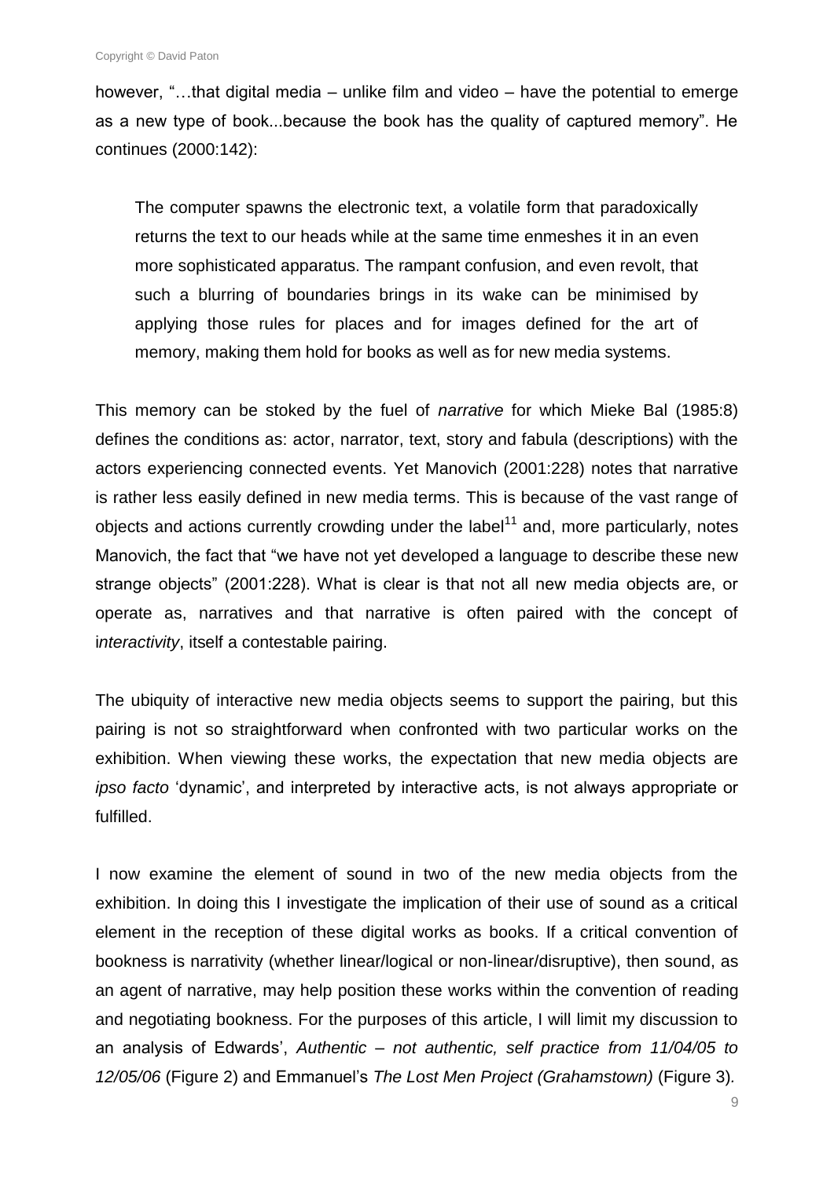however, "…that digital media – unlike film and video – have the potential to emerge as a new type of book...because the book has the quality of captured memory". He continues (2000:142):

> The computer spawns the electronic text, a volatile form that paradoxically returns the text to our heads while at the same time enmeshes it in an even more sophisticated apparatus. The rampant confusion, and even revolt, that such a blurring of boundaries brings in its wake can be minimised by applying those rules for places and for images defined for the art of memory, making them hold for books as well as for new media systems.

This memory can be stoked by the fuel of *narrative* for which Mieke Bal (1985:8) defines the conditions as: actor, narrator, text, story and fabula (descriptions) with the actors experiencing connected events. Yet Manovich (2001:228) notes that narrative is rather less easily defined in new media terms. This is because of the vast range of objects and actions currently crowding under the label[11] and, more particularly, notes Manovich, the fact that "we have not yet developed a language to describe these new strange objects" (2001:228). What is clear is that not all new media objects are, or operate as, narratives and that narrative is often paired with the concept of i*nteractivity*, itself a contestable pairing.

The ubiquity of interactive new media objects seems to support the pairing, but this pairing is not so straightforward when confronted with two particular works on the exhibition. When viewing these works, the expectation that new media objects are *ipso facto* 'dynamic', and interpreted by interactive acts, is not always appropriate or fulfilled.

I now examine the element of sound in two of the new media objects from the exhibition. In doing this I investigate the implication of their use of sound as a critical element in the reception of these digital works as books. If a critical convention of bookness is narrativity (whether linear/logical or non-linear/disruptive), then sound, as an agent of narrative, may help position these works within the convention of reading and negotiating bookness. For the purposes of this article, I will limit my discussion to an analysis of Edwards', *Authentic – not authentic, self practice from 11/04/05 to 12/05/06* (Figure 2) and Emmanuel's *The Lost Men Project (Grahamstown)* (Figure 3).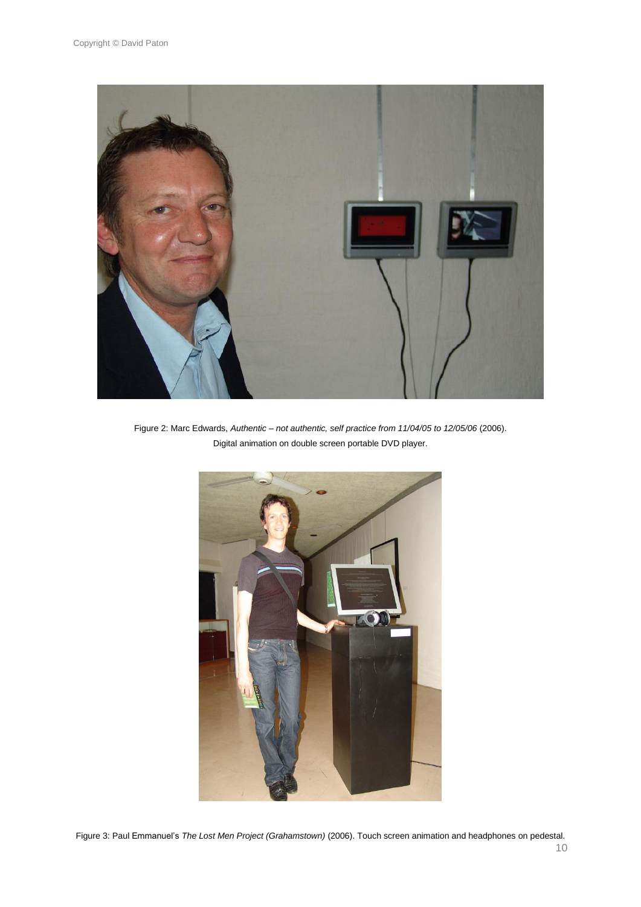Figure 2: Marc Edwards, *Authentic – not authentic, self practice from 11/04/05 to 12/05/06* (2006). Digital animation on double screen portable DVD player.

Figure 3: Paul Emmanuel's *The Lost Men Project (Grahamstown)* (2006). Touch screen animation and headphones on pedestal.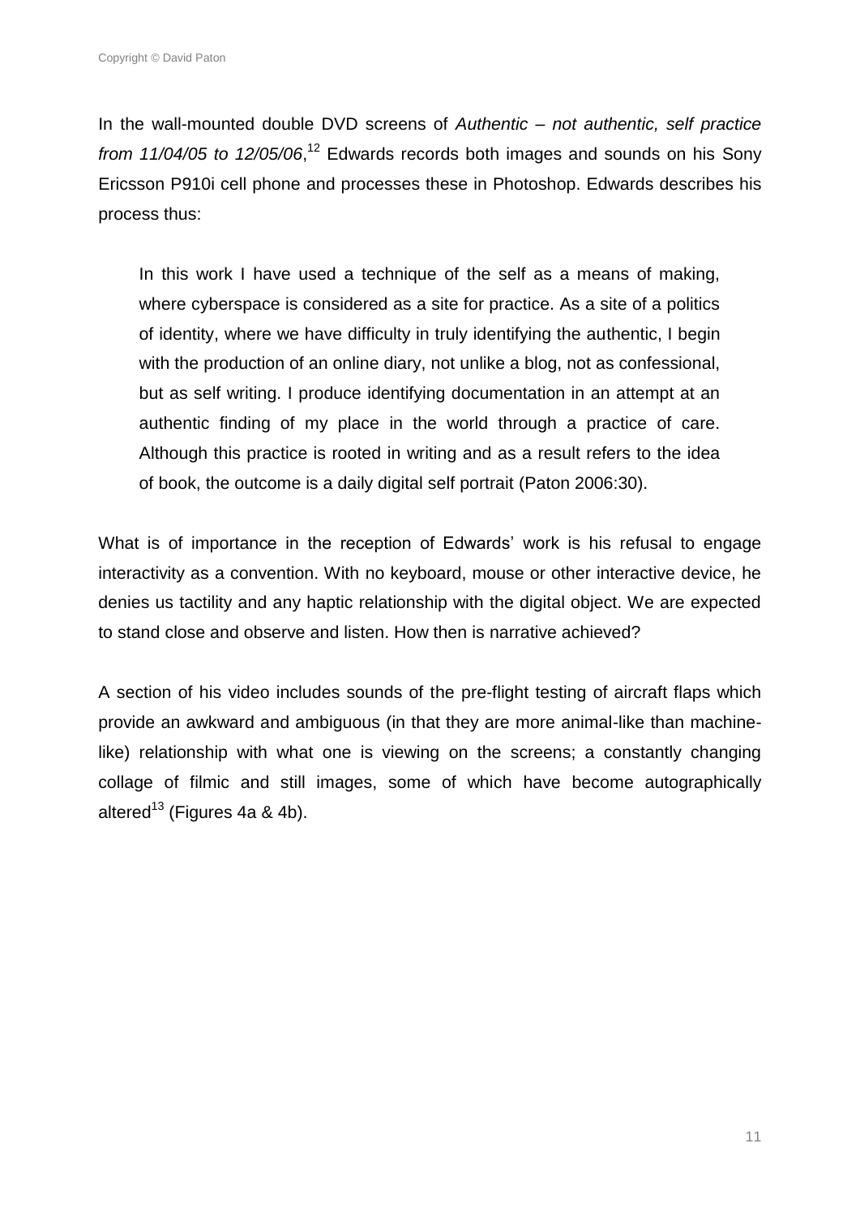In the wall-mounted double DVD screens of *Authentic – not authentic, self practice from 11/04/05 to 12/05/06*,[12] Edwards records both images and sounds on his Sony Ericsson P910i cell phone and processes these in Photoshop. Edwards describes his process thus:

> In this work I have used a technique of the self as a means of making, where cyberspace is considered as a site for practice. As a site of a politics of identity, where we have difficulty in truly identifying the authentic, I begin with the production of an online diary, not unlike a blog, not as confessional, but as self writing. I produce identifying documentation in an attempt at an authentic finding of my place in the world through a practice of care. Although this practice is rooted in writing and as a result refers to the idea of book, the outcome is a daily digital self portrait (Paton 2006:30).

What is of importance in the reception of Edwards' work is his refusal to engage interactivity as a convention. With no keyboard, mouse or other interactive device, he denies us tactility and any haptic relationship with the digital object. We are expected to stand close and observe and listen. How then is narrative achieved?

A section of his video includes sounds of the pre-flight testing of aircraft flaps which provide an awkward and ambiguous (in that they are more animal-like than machine-like) relationship with what one is viewing on the screens; a constantly changing collage of filmic and still images, some of which have become autographically altered[13] (Figures 4a & 4b).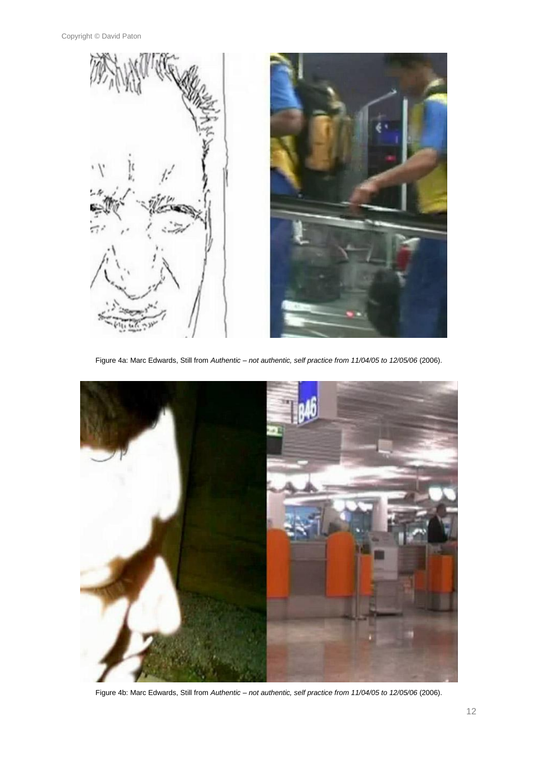Figure 4a: Marc Edwards, Still from *Authentic – not authentic, self practice from 11/04/05 to 12/05/06* (2006).

Figure 4b: Marc Edwards, Still from *Authentic – not authentic, self practice from 11/04/05 to 12/05/06* (2006).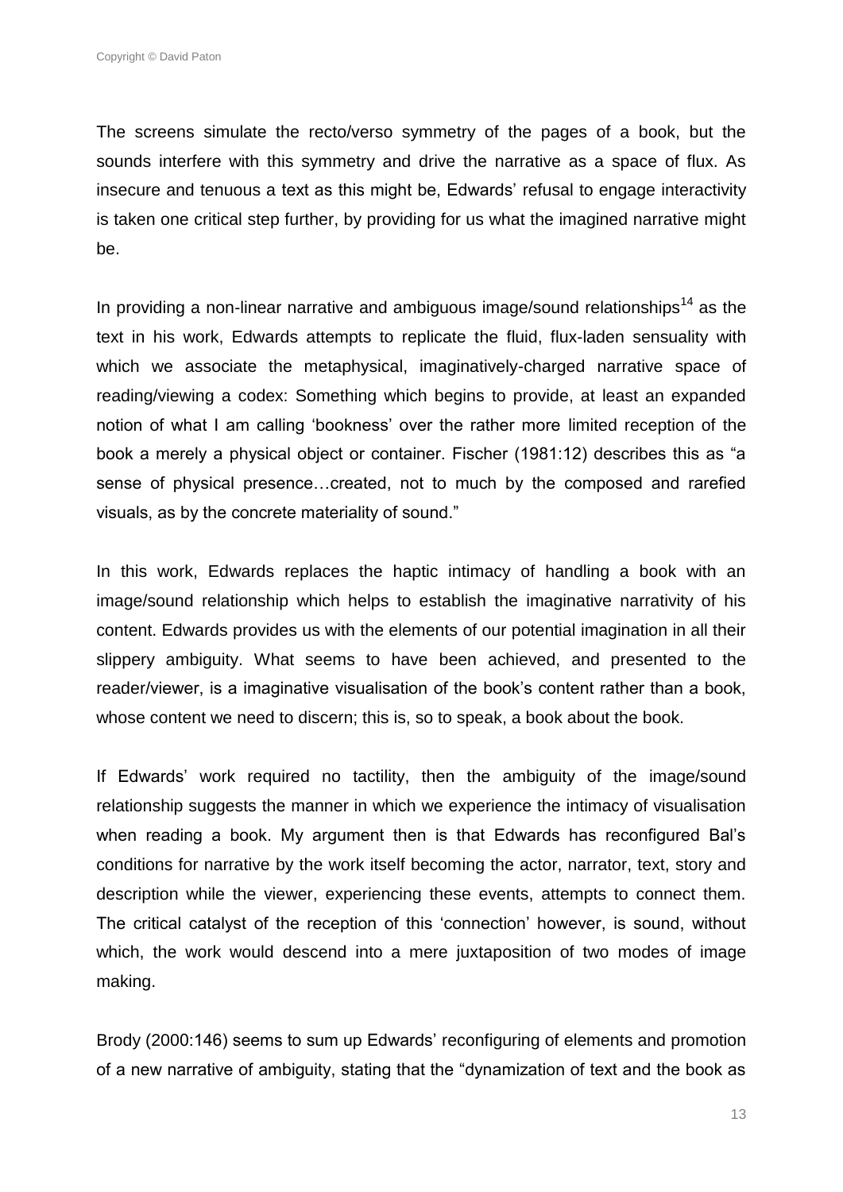The screens simulate the recto/verso symmetry of the pages of a book, but the sounds interfere with this symmetry and drive the narrative as a space of flux. As insecure and tenuous a text as this might be, Edwards' refusal to engage interactivity is taken one critical step further, by providing for us what the imagined narrative might be.

In providing a non-linear narrative and ambiguous image/sound relationships[14] as the text in his work, Edwards attempts to replicate the fluid, flux-laden sensuality with which we associate the metaphysical, imaginatively-charged narrative space of reading/viewing a codex: Something which begins to provide, at least an expanded notion of what I am calling 'bookness' over the rather more limited reception of the book a merely a physical object or container. Fischer (1981:12) describes this as "a sense of physical presence…created, not to much by the composed and rarefied visuals, as by the concrete materiality of sound."

In this work, Edwards replaces the haptic intimacy of handling a book with an image/sound relationship which helps to establish the imaginative narrativity of his content. Edwards provides us with the elements of our potential imagination in all their slippery ambiguity. What seems to have been achieved, and presented to the reader/viewer, is a imaginative visualisation of the book's content rather than a book, whose content we need to discern; this is, so to speak, a book about the book.

If Edwards' work required no tactility, then the ambiguity of the image/sound relationship suggests the manner in which we experience the intimacy of visualisation when reading a book. My argument then is that Edwards has reconfigured Bal's conditions for narrative by the work itself becoming the actor, narrator, text, story and description while the viewer, experiencing these events, attempts to connect them. The critical catalyst of the reception of this 'connection' however, is sound, without which, the work would descend into a mere juxtaposition of two modes of image making.

Brody (2000:146) seems to sum up Edwards' reconfiguring of elements and promotion of a new narrative of ambiguity, stating that the "dynamization of text and the book as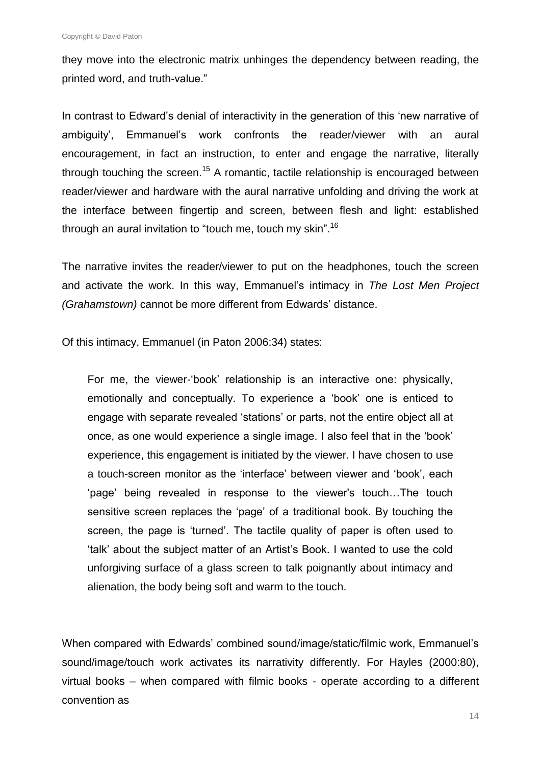they move into the electronic matrix unhinges the dependency between reading, the printed word, and truth-value."

In contrast to Edward's denial of interactivity in the generation of this 'new narrative of ambiguity', Emmanuel's work confronts the reader/viewer with an aural encouragement, in fact an instruction, to enter and engage the narrative, literally through touching the screen.[15] A romantic, tactile relationship is encouraged between reader/viewer and hardware with the aural narrative unfolding and driving the work at the interface between fingertip and screen, between flesh and light: established through an aural invitation to "touch me, touch my skin".[16]

The narrative invites the reader/viewer to put on the headphones, touch the screen and activate the work. In this way, Emmanuel's intimacy in *The Lost Men Project (Grahamstown)* cannot be more different from Edwards' distance.

Of this intimacy, Emmanuel (in Paton 2006:34) states:

> For me, the viewer-'book' relationship is an interactive one: physically, emotionally and conceptually. To experience a 'book' one is enticed to engage with separate revealed 'stations' or parts, not the entire object all at once, as one would experience a single image. I also feel that in the 'book' experience, this engagement is initiated by the viewer. I have chosen to use a touch-screen monitor as the 'interface' between viewer and 'book', each 'page' being revealed in response to the viewer's touch…The touch sensitive screen replaces the 'page' of a traditional book. By touching the screen, the page is 'turned'. The tactile quality of paper is often used to 'talk' about the subject matter of an Artist's Book. I wanted to use the cold unforgiving surface of a glass screen to talk poignantly about intimacy and alienation, the body being soft and warm to the touch.

When compared with Edwards' combined sound/image/static/filmic work, Emmanuel's sound/image/touch work activates its narrativity differently. For Hayles (2000:80), virtual books – when compared with filmic books - operate according to a different convention as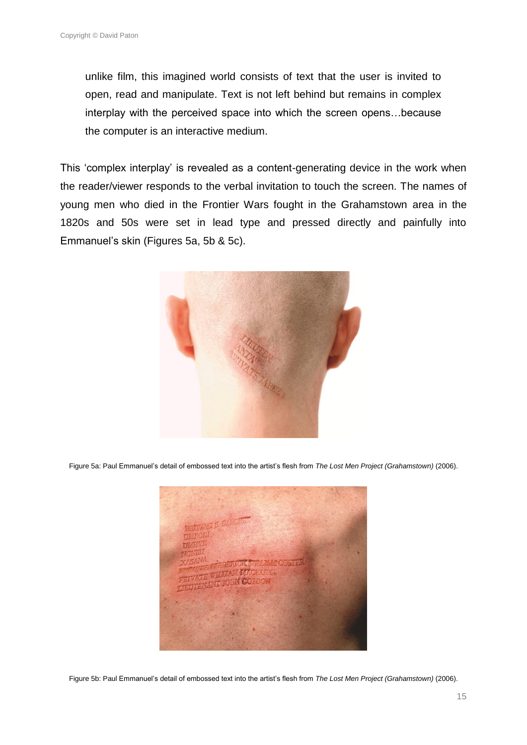unlike film, this imagined world consists of text that the user is invited to open, read and manipulate. Text is not left behind but remains in complex interplay with the perceived space into which the screen opens…because the computer is an interactive medium.

This 'complex interplay' is revealed as a content-generating device in the work when the reader/viewer responds to the verbal invitation to touch the screen. The names of young men who died in the Frontier Wars fought in the Grahamstown area in the 1820s and 50s were set in lead type and pressed directly and painfully into Emmanuel's skin (Figures 5a, 5b & 5c).

Figure 5a: Paul Emmanuel's detail of embossed text into the artist's flesh from *The Lost Men Project (Grahamstown)* (2006).

Figure 5b: Paul Emmanuel's detail of embossed text into the artist's flesh from *The Lost Men Project (Grahamstown)* (2006).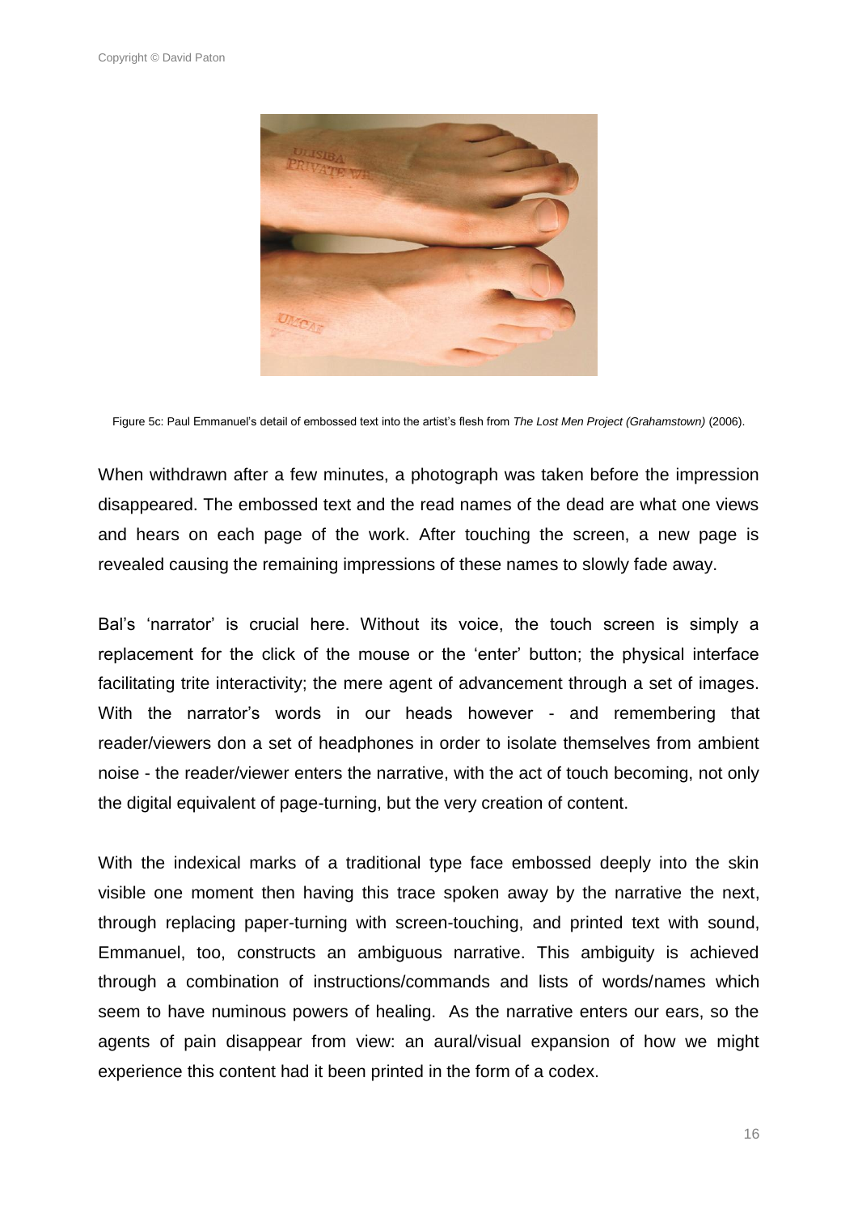Figure 5c: Paul Emmanuel's detail of embossed text into the artist's flesh from *The Lost Men Project (Grahamstown)* (2006).

When withdrawn after a few minutes, a photograph was taken before the impression disappeared. The embossed text and the read names of the dead are what one views and hears on each page of the work. After touching the screen, a new page is revealed causing the remaining impressions of these names to slowly fade away.

Bal's 'narrator' is crucial here. Without its voice, the touch screen is simply a replacement for the click of the mouse or the 'enter' button; the physical interface facilitating trite interactivity; the mere agent of advancement through a set of images. With the narrator's words in our heads however - and remembering that reader/viewers don a set of headphones in order to isolate themselves from ambient noise - the reader/viewer enters the narrative, with the act of touch becoming, not only the digital equivalent of page-turning, but the very creation of content.

With the indexical marks of a traditional type face embossed deeply into the skin visible one moment then having this trace spoken away by the narrative the next, through replacing paper-turning with screen-touching, and printed text with sound, Emmanuel, too, constructs an ambiguous narrative. This ambiguity is achieved through a combination of instructions/commands and lists of words/names which seem to have numinous powers of healing. As the narrative enters our ears, so the agents of pain disappear from view: an aural/visual expansion of how we might experience this content had it been printed in the form of a codex.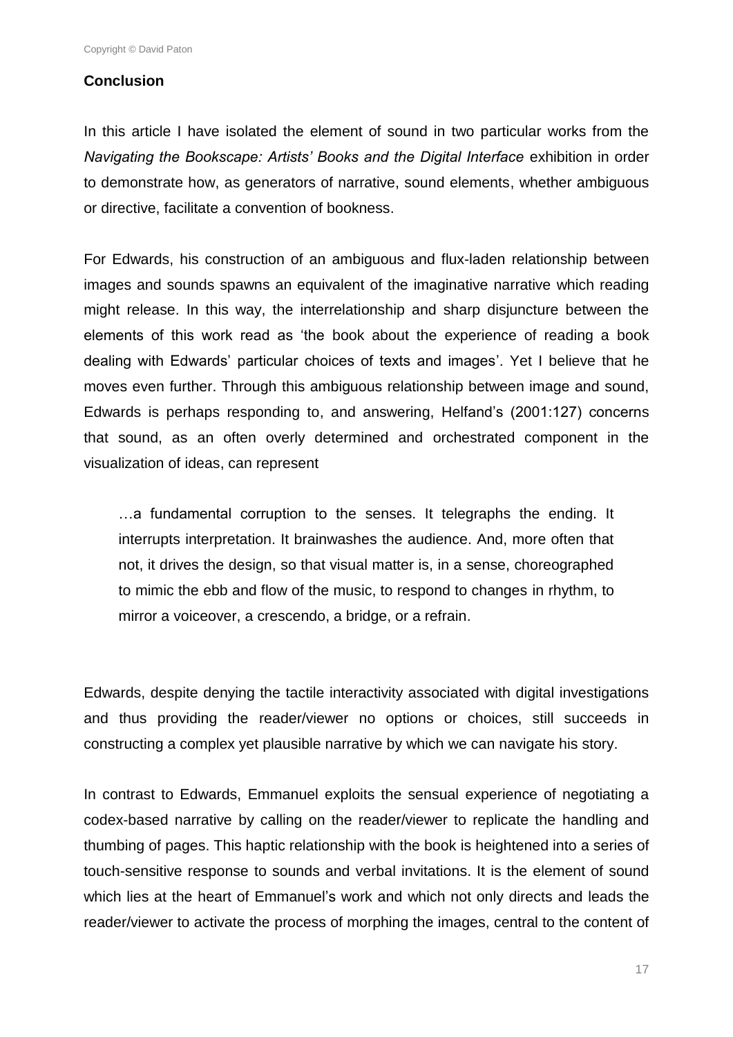## Conclusion

In this article I have isolated the element of sound in two particular works from the *Navigating the Bookscape: Artists' Books and the Digital Interface* exhibition in order to demonstrate how, as generators of narrative, sound elements, whether ambiguous or directive, facilitate a convention of bookness.

For Edwards, his construction of an ambiguous and flux-laden relationship between images and sounds spawns an equivalent of the imaginative narrative which reading might release. In this way, the interrelationship and sharp disjuncture between the elements of this work read as 'the book about the experience of reading a book dealing with Edwards' particular choices of texts and images'. Yet I believe that he moves even further. Through this ambiguous relationship between image and sound, Edwards is perhaps responding to, and answering, Helfand's (2001:127) concerns that sound, as an often overly determined and orchestrated component in the visualization of ideas, can represent

> …a fundamental corruption to the senses. It telegraphs the ending. It interrupts interpretation. It brainwashes the audience. And, more often that not, it drives the design, so that visual matter is, in a sense, choreographed to mimic the ebb and flow of the music, to respond to changes in rhythm, to mirror a voiceover, a crescendo, a bridge, or a refrain.

Edwards, despite denying the tactile interactivity associated with digital investigations and thus providing the reader/viewer no options or choices, still succeeds in constructing a complex yet plausible narrative by which we can navigate his story.

In contrast to Edwards, Emmanuel exploits the sensual experience of negotiating a codex-based narrative by calling on the reader/viewer to replicate the handling and thumbing of pages. This haptic relationship with the book is heightened into a series of touch-sensitive response to sounds and verbal invitations. It is the element of sound which lies at the heart of Emmanuel's work and which not only directs and leads the reader/viewer to activate the process of morphing the images, central to the content of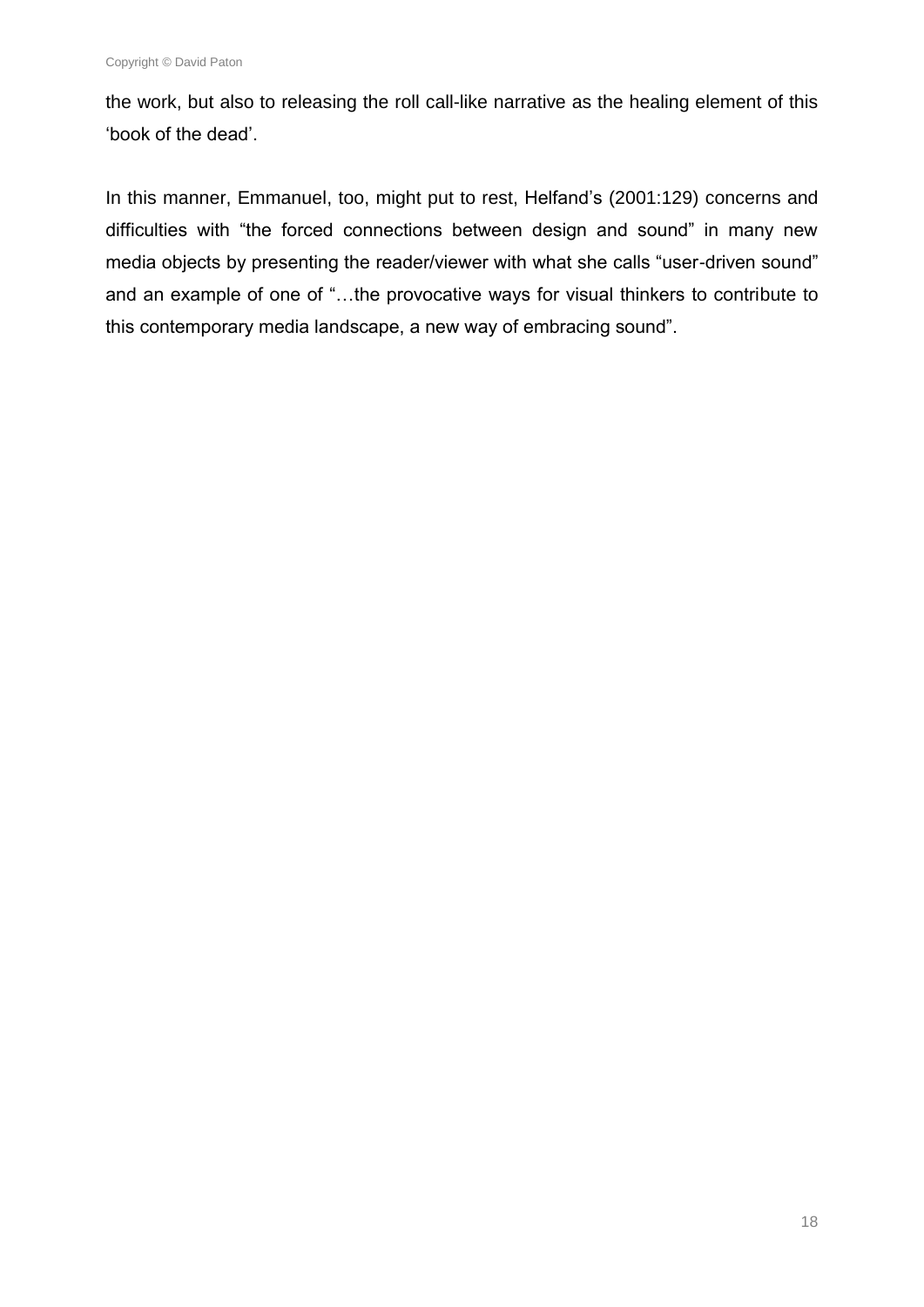the work, but also to releasing the roll call-like narrative as the healing element of this 'book of the dead'.

In this manner, Emmanuel, too, might put to rest, Helfand's (2001:129) concerns and difficulties with "the forced connections between design and sound" in many new media objects by presenting the reader/viewer with what she calls "user-driven sound" and an example of one of "…the provocative ways for visual thinkers to contribute to this contemporary media landscape, a new way of embracing sound".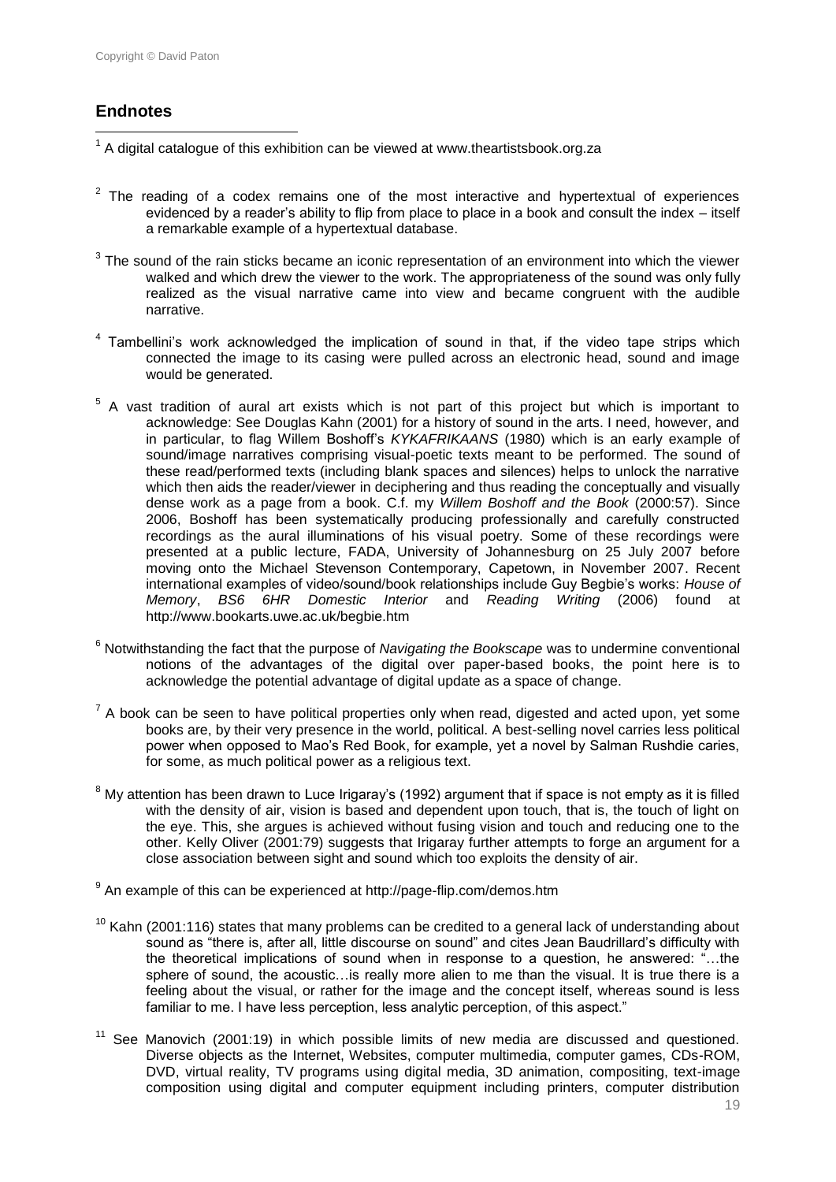## Endnotes

[1] A digital catalogue of this exhibition can be viewed at www.theartistsbook.org.za

[2] The reading of a codex remains one of the most interactive and hypertextual of experiences evidenced by a reader's ability to flip from place to place in a book and consult the index – itself a remarkable example of a hypertextual database.

[3] The sound of the rain sticks became an iconic representation of an environment into which the viewer walked and which drew the viewer to the work. The appropriateness of the sound was only fully realized as the visual narrative came into view and became congruent with the audible narrative.

[4] Tambellini's work acknowledged the implication of sound in that, if the video tape strips which connected the image to its casing were pulled across an electronic head, sound and image would be generated.

[5] A vast tradition of aural art exists which is not part of this project but which is important to acknowledge: See Douglas Kahn (2001) for a history of sound in the arts. I need, however, and in particular, to flag Willem Boshoff's *KYKAFRIKAANS* (1980) which is an early example of sound/image narratives comprising visual-poetic texts meant to be performed. The sound of these read/performed texts (including blank spaces and silences) helps to unlock the narrative which then aids the reader/viewer in deciphering and thus reading the conceptually and visually dense work as a page from a book. C.f. my *Willem Boshoff and the Book* (2000:57). Since 2006, Boshoff has been systematically producing professionally and carefully constructed recordings as the aural illuminations of his visual poetry. Some of these recordings were presented at a public lecture, FADA, University of Johannesburg on 25 July 2007 before moving onto the Michael Stevenson Contemporary, Capetown, in November 2007. Recent international examples of video/sound/book relationships include Guy Begbie's works: *House of Memory*, *BS6 6HR Domestic Interior* and *Reading Writing* (2006) found at http://www.bookarts.uwe.ac.uk/begbie.htm

[6] Notwithstanding the fact that the purpose of *Navigating the Bookscape* was to undermine conventional notions of the advantages of the digital over paper-based books, the point here is to acknowledge the potential advantage of digital update as a space of change.

[7] A book can be seen to have political properties only when read, digested and acted upon, yet some books are, by their very presence in the world, political. A best-selling novel carries less political power when opposed to Mao's Red Book, for example, yet a novel by Salman Rushdie caries, for some, as much political power as a religious text.

[8] My attention has been drawn to Luce Irigaray's (1992) argument that if space is not empty as it is filled with the density of air, vision is based and dependent upon touch, that is, the touch of light on the eye. This, she argues is achieved without fusing vision and touch and reducing one to the other. Kelly Oliver (2001:79) suggests that Irigaray further attempts to forge an argument for a close association between sight and sound which too exploits the density of air.

[9] An example of this can be experienced at http://page-flip.com/demos.htm

[10] Kahn (2001:116) states that many problems can be credited to a general lack of understanding about sound as "there is, after all, little discourse on sound" and cites Jean Baudrillard's difficulty with the theoretical implications of sound when in response to a question, he answered: "…the sphere of sound, the acoustic…is really more alien to me than the visual. It is true there is a feeling about the visual, or rather for the image and the concept itself, whereas sound is less familiar to me. I have less perception, less analytic perception, of this aspect."

[11] See Manovich (2001:19) in which possible limits of new media are discussed and questioned. Diverse objects as the Internet, Websites, computer multimedia, computer games, CDs-ROM, DVD, virtual reality, TV programs using digital media, 3D animation, compositing, text-image composition using digital and computer equipment including printers, computer distribution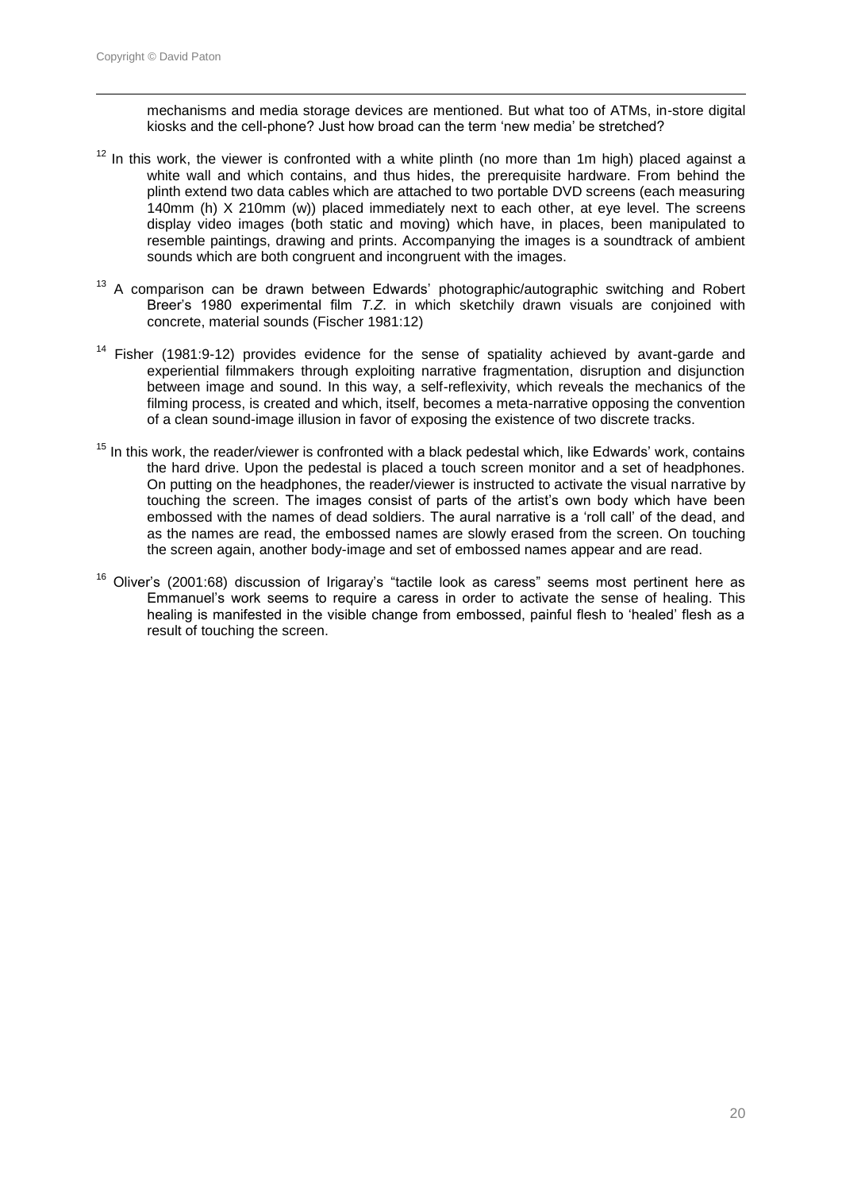mechanisms and media storage devices are mentioned. But what too of ATMs, in-store digital kiosks and the cell-phone? Just how broad can the term 'new media' be stretched?

[12] In this work, the viewer is confronted with a white plinth (no more than 1m high) placed against a white wall and which contains, and thus hides, the prerequisite hardware. From behind the plinth extend two data cables which are attached to two portable DVD screens (each measuring 140mm (h) X 210mm (w)) placed immediately next to each other, at eye level. The screens display video images (both static and moving) which have, in places, been manipulated to resemble paintings, drawing and prints. Accompanying the images is a soundtrack of ambient sounds which are both congruent and incongruent with the images.

[13] A comparison can be drawn between Edwards' photographic/autographic switching and Robert Breer's 1980 experimental film *T.Z*. in which sketchily drawn visuals are conjoined with concrete, material sounds (Fischer 1981:12)

[14] Fisher (1981:9-12) provides evidence for the sense of spatiality achieved by avant-garde and experiential filmmakers through exploiting narrative fragmentation, disruption and disjunction between image and sound. In this way, a self-reflexivity, which reveals the mechanics of the filming process, is created and which, itself, becomes a meta-narrative opposing the convention of a clean sound-image illusion in favor of exposing the existence of two discrete tracks.

[15] In this work, the reader/viewer is confronted with a black pedestal which, like Edwards' work, contains the hard drive. Upon the pedestal is placed a touch screen monitor and a set of headphones. On putting on the headphones, the reader/viewer is instructed to activate the visual narrative by touching the screen. The images consist of parts of the artist's own body which have been embossed with the names of dead soldiers. The aural narrative is a 'roll call' of the dead, and as the names are read, the embossed names are slowly erased from the screen. On touching the screen again, another body-image and set of embossed names appear and are read.

[16] Oliver's (2001:68) discussion of Irigaray's "tactile look as caress" seems most pertinent here as Emmanuel's work seems to require a caress in order to activate the sense of healing. This healing is manifested in the visible change from embossed, painful flesh to 'healed' flesh as a result of touching the screen.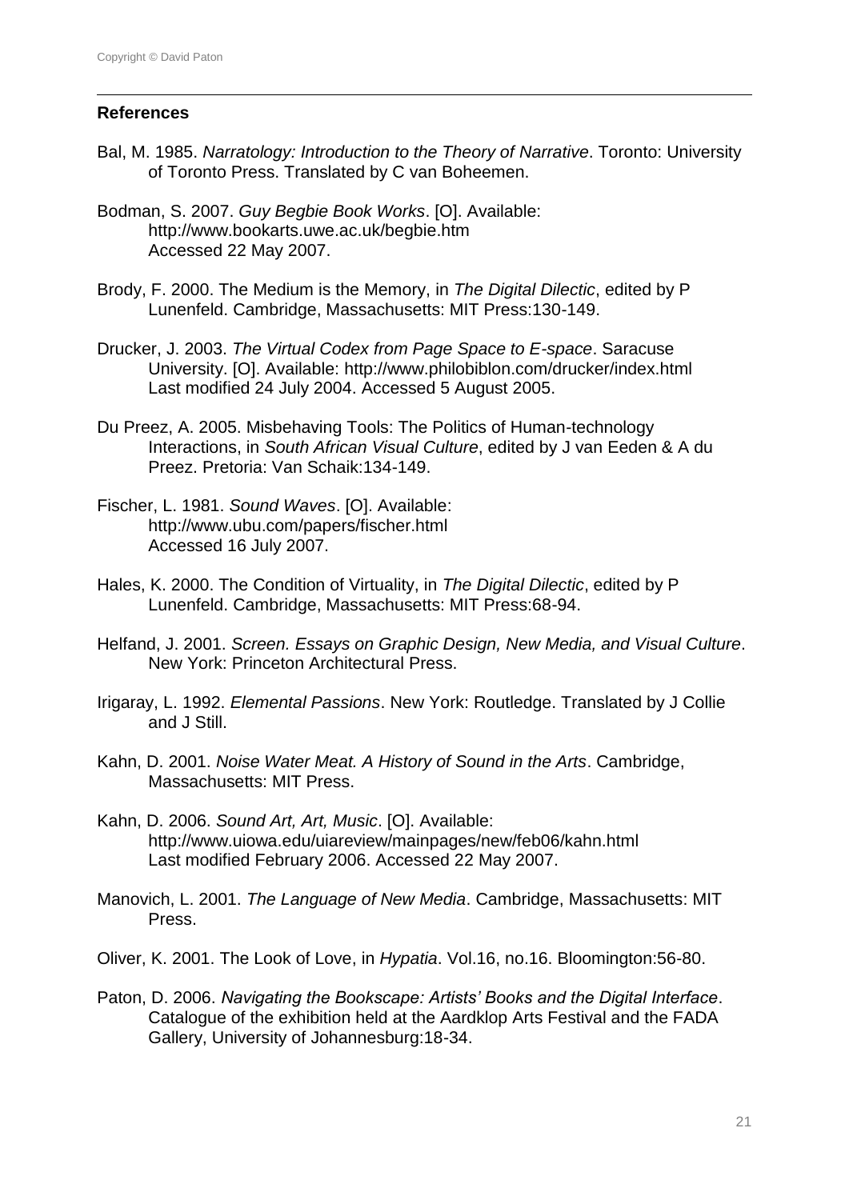**References**

Bal, M. 1985. *Narratology: Introduction to the Theory of Narrative*. Toronto: University of Toronto Press. Translated by C van Boheemen.

Bodman, S. 2007. *Guy Begbie Book Works*. [O]. Available: http://www.bookarts.uwe.ac.uk/begbie.htm Accessed 22 May 2007.

Brody, F. 2000. The Medium is the Memory, in *The Digital Dilectic*, edited by P Lunenfeld. Cambridge, Massachusetts: MIT Press:130-149.

Drucker, J. 2003. *The Virtual Codex from Page Space to E-space*. Saracuse University. [O]. Available: http://www.philobiblon.com/drucker/index.html Last modified 24 July 2004. Accessed 5 August 2005.

Du Preez, A. 2005. Misbehaving Tools: The Politics of Human-technology Interactions, in *South African Visual Culture*, edited by J van Eeden & A du Preez. Pretoria: Van Schaik:134-149.

Fischer, L. 1981. *Sound Waves*. [O]. Available: http://www.ubu.com/papers/fischer.html Accessed 16 July 2007.

Hales, K. 2000. The Condition of Virtuality, in *The Digital Dilectic*, edited by P Lunenfeld. Cambridge, Massachusetts: MIT Press:68-94.

Helfand, J. 2001. *Screen. Essays on Graphic Design, New Media, and Visual Culture*. New York: Princeton Architectural Press.

Irigaray, L. 1992. *Elemental Passions*. New York: Routledge. Translated by J Collie and J Still.

Kahn, D. 2001. *Noise Water Meat. A History of Sound in the Arts*. Cambridge, Massachusetts: MIT Press.

Kahn, D. 2006. *Sound Art, Art, Music*. [O]. Available: http://www.uiowa.edu/uiareview/mainpages/new/feb06/kahn.html Last modified February 2006. Accessed 22 May 2007.

Manovich, L. 2001. *The Language of New Media*. Cambridge, Massachusetts: MIT Press.

Oliver, K. 2001. The Look of Love, in *Hypatia*. Vol.16, no.16. Bloomington:56-80.

Paton, D. 2006. *Navigating the Bookscape: Artists' Books and the Digital Interface*. Catalogue of the exhibition held at the Aardklop Arts Festival and the FADA Gallery, University of Johannesburg:18-34.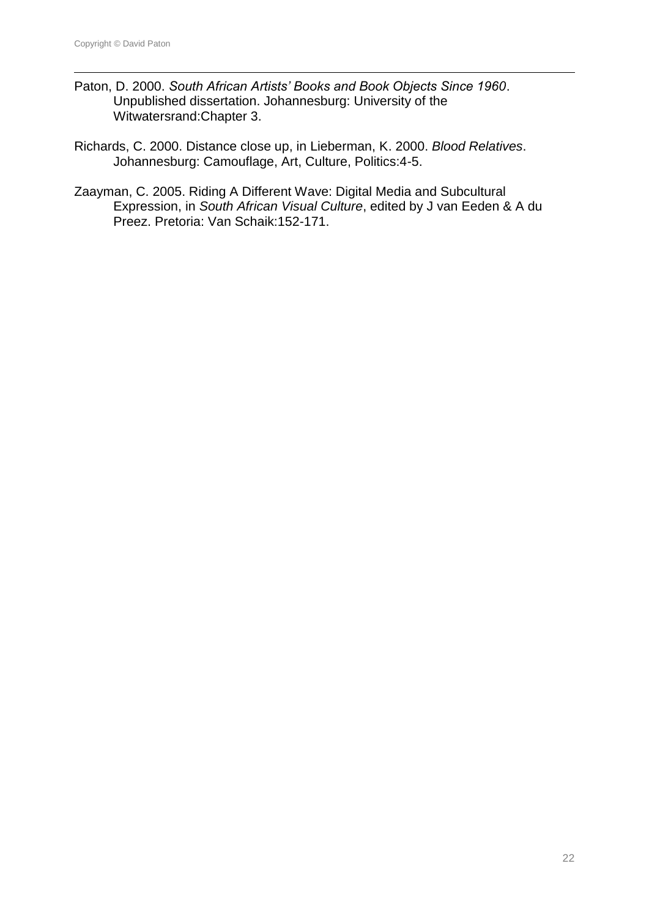Paton, D. 2000. *South African Artists' Books and Book Objects Since 1960*. Unpublished dissertation. Johannesburg: University of the Witwatersrand:Chapter 3.

Richards, C. 2000. Distance close up, in Lieberman, K. 2000. *Blood Relatives*. Johannesburg: Camouflage, Art, Culture, Politics:4-5.

Zaayman, C. 2005. Riding A Different Wave: Digital Media and Subcultural Expression, in *South African Visual Culture*, edited by J van Eeden & A du Preez. Pretoria: Van Schaik:152-171.